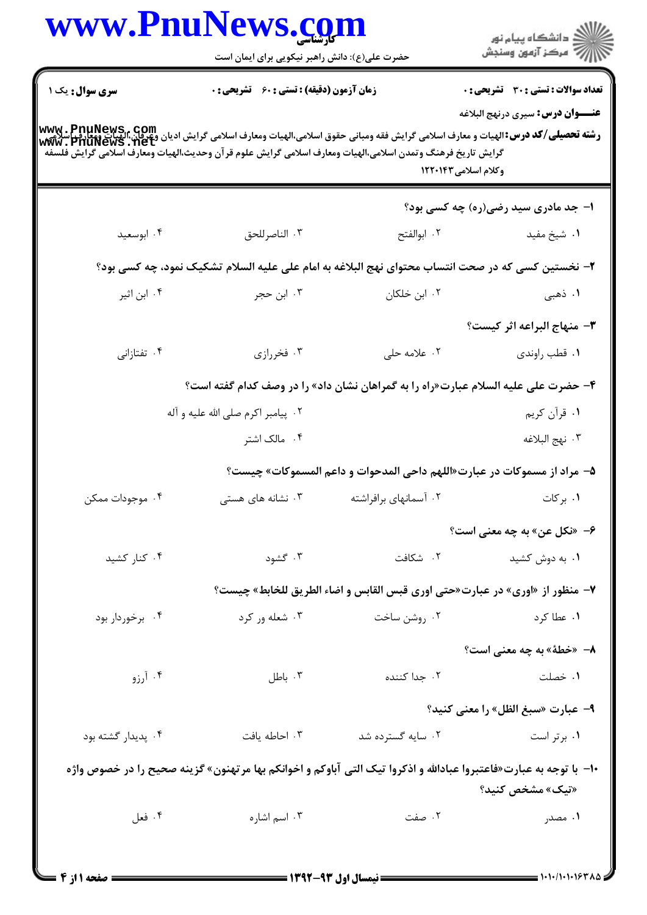**سری سوال:** یک ۱

**زمان آزمون (دقیقه) : تستی : ۶۰ تشریحی : ۰**

**تعداد سوالات : تستی : ۳۰ تشریحی : ۰**

**عنـــوان درس:** سیری درنهج البلاغه

**رشته تحصیلی/کد درس:** الهیات و معارف اسلامی گرایش فقه ومبانی حقوق اسلامی،الهیات ومعارف اسلامی گرایش ادیان وعرفان،الهیات ومعارف اسلامی گرایش تاریخ فرهنگ وتمدن اسلامی،الهیات ومعارف اسلامی گرایش علوم قرآن وحدیث،الهیات ومعارف اسلامی گرایش فلسفه وکلام اسلامی ۱۲۲۰۱۴۳

۱- جد مادری سید رضی(ره) چه کسی بود؟

۱. شیخ مفید
۲. ابوالفتح
۳. الناصرللحق
۴. ابوسعید

۲- نخستین کسی که در صحت انتساب محتوای نهج البلاغه به امام علی علیه السلام تشکیک نمود، چه کسی بود؟

۱. ذهبی
۲. ابن خلکان
۳. ابن حجر
۴. ابن اثیر

۳- منهاج البراعه اثر کیست؟

۱. قطب راوندی
۲. علامه حلی
۳. فخررازی
۴. تفتازانی

۴- حضرت علی علیه السلام عبارت«راه را به گمراهان نشان داد» را در وصف کدام گفته است؟

۱. قرآن کریم
۲. پیامبر اکرم صلی الله علیه و آله
۳. نهج البلاغه
۴. مالک اشتر

۵- مراد از مسموکات در عبارت«اللهم داحی المدحوات و داعم المسموکات» چیست؟

۱. برکات
۲. آسمانهای برافراشته
۳. نشانه های هستی
۴. موجودات ممکن

۶- «نکل عن» به چه معنی است؟

۱. به دوش کشید
۲. شکافت
۳. گشود
۴. کنار کشید

۷- منظور از «اوری» در عبارت«حتی اوری قبس القابس و اضاء الطریق للخابط» چیست؟

۱. عطا کرد
۲. روشن ساخت
۳. شعله ور کرد
۴. برخوردار بود

۸- «خطهٔ» به چه معنی است؟

۱. خصلت
۲. جدا کننده
۳. باطل
۴. آرزو

۹- عبارت «سبغ الظل» را معنی کنید؟

۱. برتر است
۲. سایه گسترده شد
۳. احاطه یافت
۴. پدیدار گشته بود

۱۰- با توجه به عبارت«فاعتبروا عبادالله و اذکروا تیک التی آباوکم و اخوانکم بها مرتهنون» گزینه صحیح را در خصوص واژه «تیک» مشخص کنید؟

۱. مصدر
۲. صفت
۳. اسم اشاره
۴. فعل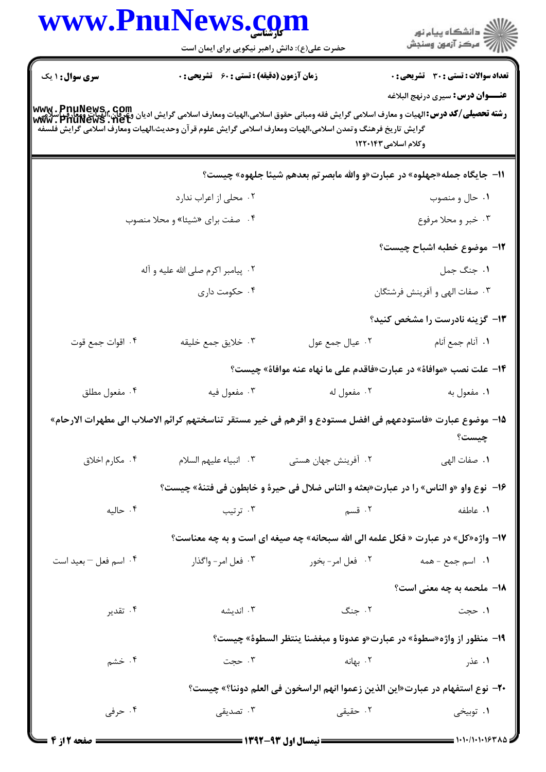**سری سؤال:** ۱ یک | **زمان آزمون (دقیقه) : تستی :** ۶۰ **تشریحی :** ۰ | **تعداد سوالات : تستی :** ۳۰ **تشریحی :** ۰

**عنـــوان درس:** سیری درنهج البلاغه

**رشته تحصیلی/کد درس:** الهیات و معارف اسلامی گرایش فقه ومبانی حقوق اسلامی،الهیات ومعارف اسلامی گرایش ادیان وعرفان،الهیات ومعارف اسلامی گرایش تاریخ فرهنگ وتمدن اسلامی،الهیات ومعارف اسلامی گرایش علوم قرآن وحدیث،الهیات ومعارف اسلامی گرایش فلسفه وکلام اسلامی۱۲۲۰۱۴۳

۱۱- جایگاه جمله«جهلوه» در عبارت«و والله مابصرتم بعدهم شیئا جلهوه» چیست؟

۱. حال و منصوب
۲. محلی از اعراب ندارد
۳. خبر و محلا مرفوع
۴. صفت برای «شیئا» و محلا منصوب

۱۲- موضوع خطبه اشباح چیست؟

۱. جنگ جمل
۲. پیامبر اکرم صلی الله علیه و آله
۳. صفات الهی و آفرینش فرشتگان
۴. حکومت داری

۱۳- گزینه نادرست را مشخص کنید؟

۱. آنام جمع أنام
۲. عیال جمع عول
۳. خلایق جمع خلیقه
۴. اقوات جمع قوت

۱۴- علت نصب «موافاة» در عبارت«فاقدم علی ما نهاه عنه موافاة» چیست؟

۱. مفعول به
۲. مفعول له
۳. مفعول فیه
۴. مفعول مطلق

۱۵- موضوع عبارت «فاستودعهم فی افضل مستودع و اقرهم فی خیر مستقر تناسختهم کرائم الاصلاب الی مطهرات الارحام» چیست؟

۱. صفات الهی
۲. آفرینش جهان هستی
۳. انبیاء علیهم السلام
۴. مکارم اخلاق

۱۶- نوع واو «و الناس» را در عبارت«بعثه و الناس ضلال فی حیرة و خابطون فی فتنة» چیست؟

۱. عاطفه
۲. قسم
۳. ترتیب
۴. حالیه

۱۷- واژه«کل» در عبارت « فکل علمه الی الله سبحانه» چه صیغه ای است و به چه معناست؟

۱. اسم جمع - همه
۲. فعل امر- بخور
۳. فعل امر- واگذار
۴. اسم فعل – بعید است

۱۸- ملحمه به چه معنی است؟

۱. حجت
۲. جنگ
۳. اندیشه
۴. تقدیر

۱۹- منظور از واژه«سطوة» در عبارت«و عدونا و مبغضنا ینتظر السطوة» چیست؟

۱. عذر
۲. بهانه
۳. حجت
۴. خشم

۲۰- نوع استفهام در عبارت«این الذین زعموا انهم الراسخون فی العلم دوننا؟» چیست؟

۱. توبیخی
۲. حقیقی
۳. تصدیقی
۴. حرفی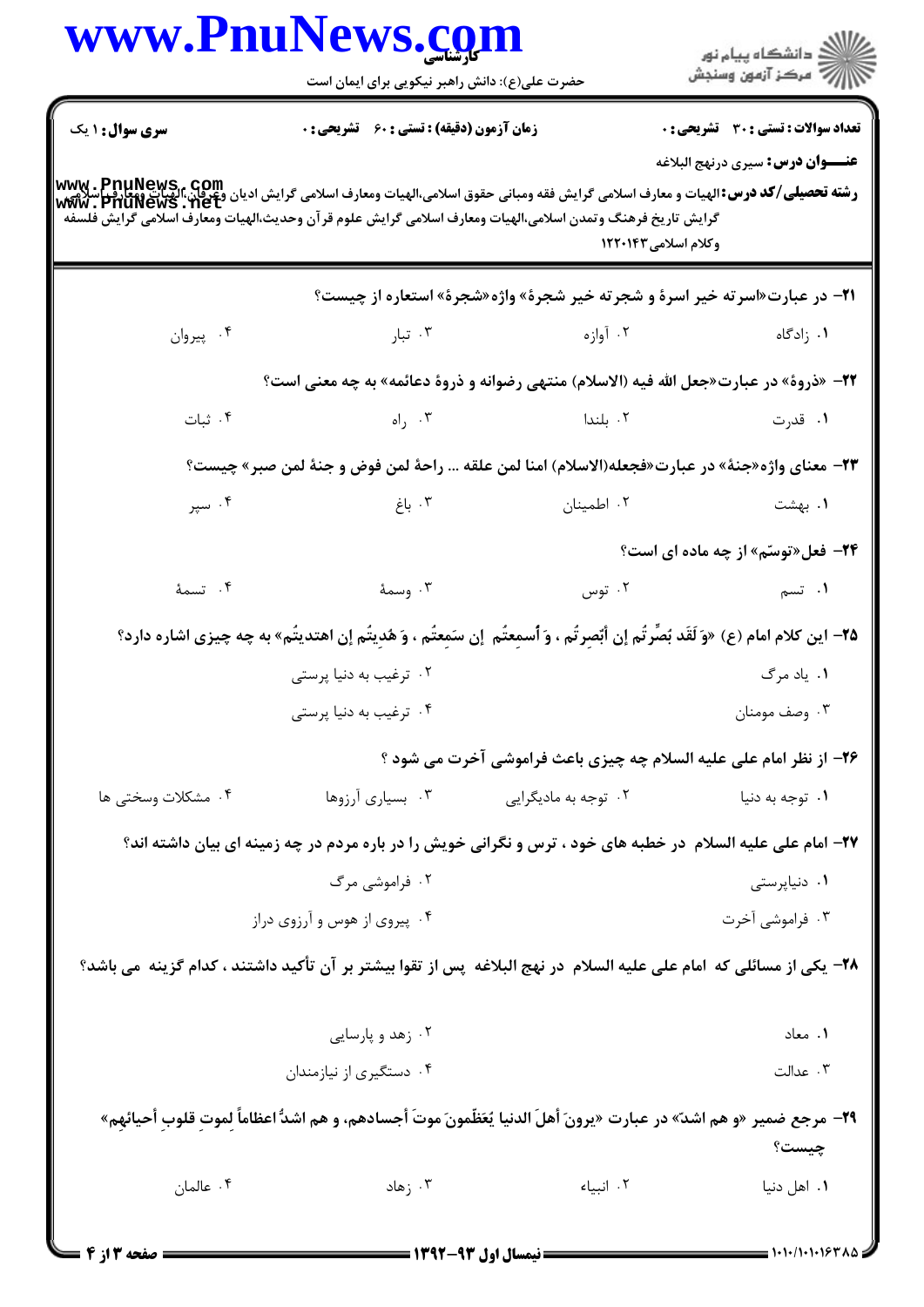**سری سوال:** ۱ یک | **زمان آزمون (دقیقه) : تستی :** ۶۰ **تشریحی :** ۰ | **تعداد سوالات : تستی :** ۳۰ **تشریحی :** ۰

**عنـــوان درس:** سیری درنهج البلاغه

**رشته تحصیلی/کد درس:** الهیات و معارف اسلامی گرایش فقه ومبانی حقوق اسلامی،الهیات ومعارف اسلامی گرایش ادیان وعرفان،الهیات ومعارف اسلامی گرایش تاریخ فرهنگ وتمدن اسلامی،الهیات ومعارف اسلامی گرایش علوم قرآن وحدیث،الهیات ومعارف اسلامی گرایش فلسفه وکلام اسلامی ۱۲۲۰۱۴۳

۲۱- در عبارت«اسرته خیر اسرة و شجرته خیر شجرة» واژه«شجرة» استعاره از چیست؟

۱. زادگاه
۲. آوازه
۳. تبار
۴. پیروان

۲۲- «ذروة» در عبارت«جعل الله فیه (الاسلام) منتهی رضوانه و ذروة دعائمه» به چه معنی است؟

۱. قدرت
۲. بلندا
۳. راه
۴. ثبات

۲۳- معنای واژه«جنة» در عبارت«فجعله(الاسلام) امنا لمن علقه ... راحة لمن فوض و جنة لمن صبر» چیست؟

۱. بهشت
۲. اطمینان
۳. باغ
۴. سپر

۲۴- فعل«توسّم» از چه ماده ای است؟

۱. تسم
۲. توس
۳. وسمة
۴. تسمة

۲۵- این کلام امام (ع) «وَ لَقَد بُصِّرتُم إن أبصرتُم ، وَ أسمِعتُم إن سَمِعتُم ، وَ هُدِیتُم إن اهتدیتُم» به چه چیزی اشاره دارد؟

۱. یاد مرگ
۲. ترغیب به دنیا پرستی
۳. وصف مومنان
۴. ترغیب به دنیا پرستی

۲۶- از نظر امام علی علیه السلام چه چیزی باعث فراموشی آخرت می شود ؟

۱. توجه به دنیا
۲. توجه به مادیگرایی
۳. بسیاری آرزوها
۴. مشکلات وسختی ها

۲۷- امام علی علیه السلام در خطبه های خود ، ترس و نگرانی خویش را در باره مردم در چه زمینه ای بیان داشته اند؟

۱. دنیاپرستی
۲. فراموشی مرگ
۳. فراموشی آخرت
۴. پیروی از هوس و آرزوی دراز

۲۸- یکی از مسائلی که امام علی علیه السلام در نهج البلاغه پس از تقوا بیشتر بر آن تأکید داشتند ، کدام گزینه می باشد؟

۱. معاد
۲. زهد و پارسایی
۳. عدالت
۴. دستگیری از نیازمندان

۲۹- مرجع ضمیر «و هم اشدّ» در عبارت «یرونَ أهلَ الدنیا یُعَظّمونَ موتَ أجسادهم، و هم اشدُّ اعظاماً لِموتِ قلوبِ أحیائهِم» چیست؟

۱. اهل دنیا
۲. انبیاء
۳. زهاد
۴. عالمان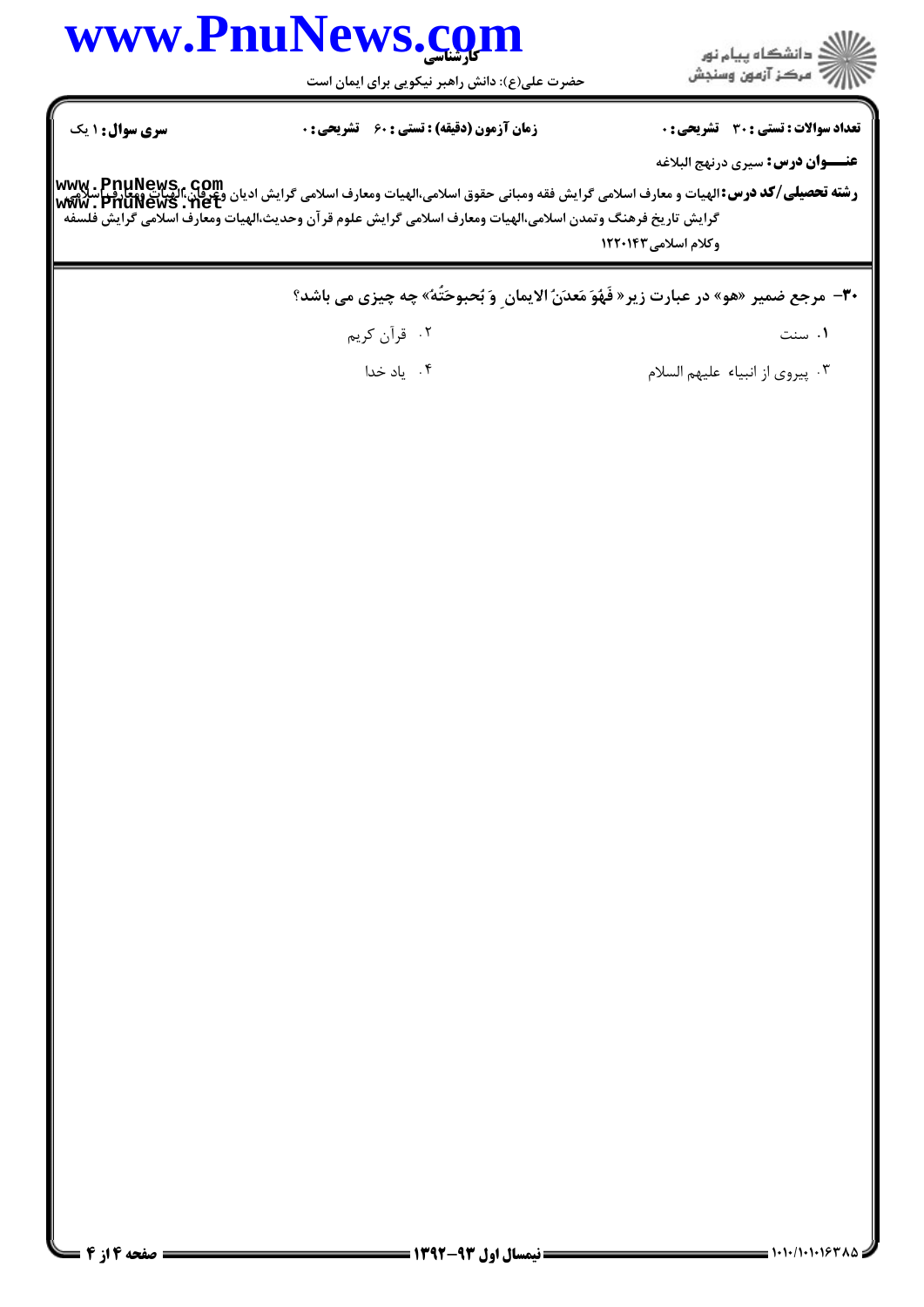**۳۰- مرجع ضمیر «هو» در عبارت زیر« فَهُوَ مَعدَنُ الایمان ِ وَ بُحبوحَتُهُ» چه چیزی می باشد؟**

۱. سنت

۲. قرآن کریم

۳. پیروی از انبیاء علیهم السلام

۴. یاد خدا